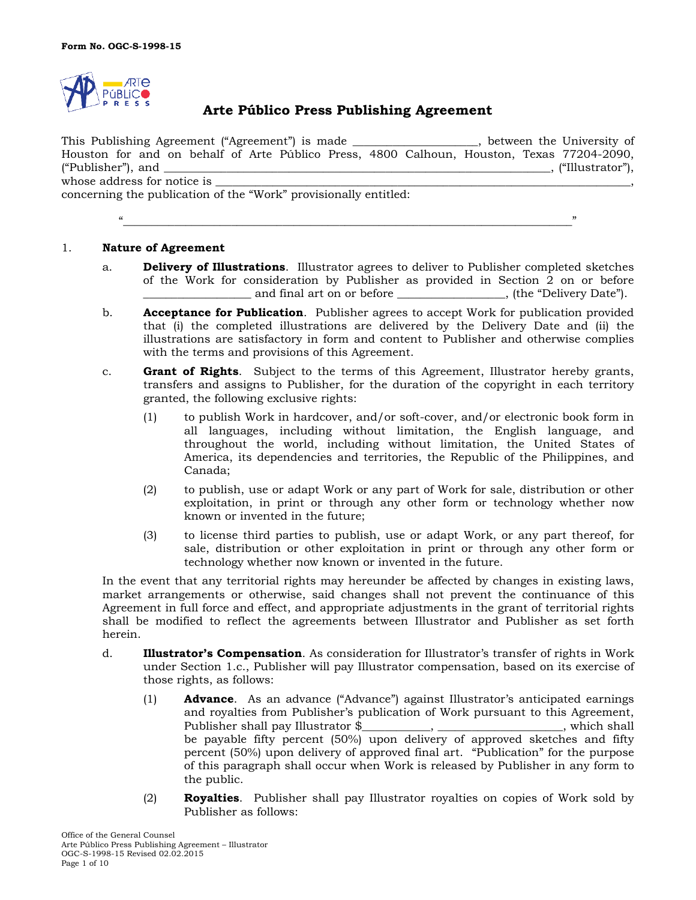Form No. OGC-S-1998-15

# Arte Público Press Publishing Agreement

This Publishing Agreement ("Agreement") is made _____________________, between the University of Houston for and on behalf of Arte Público Press, 4800 Calhoun, Houston, Texas 77204-2090, ("Publisher"), and ________________________________________________________________, ("Illustrator"), whose address for notice is ___________________________________________________________________________, concerning the publication of the "Work" provisionally entitled:

"___________________________________________________________________________"

1. **Nature of Agreement**

   a. **Delivery of Illustrations**. Illustrator agrees to deliver to Publisher completed sketches of the Work for consideration by Publisher as provided in Section 2 on or before __________________ and final art on or before __________________, (the "Delivery Date").

   b. **Acceptance for Publication**. Publisher agrees to accept Work for publication provided that (i) the completed illustrations are delivered by the Delivery Date and (ii) the illustrations are satisfactory in form and content to Publisher and otherwise complies with the terms and provisions of this Agreement.

   c. **Grant of Rights**. Subject to the terms of this Agreement, Illustrator hereby grants, transfers and assigns to Publisher, for the duration of the copyright in each territory granted, the following exclusive rights:

      (1) to publish Work in hardcover, and/or soft-cover, and/or electronic book form in all languages, including without limitation, the English language, and throughout the world, including without limitation, the United States of America, its dependencies and territories, the Republic of the Philippines, and Canada;

      (2) to publish, use or adapt Work or any part of Work for sale, distribution or other exploitation, in print or through any other form or technology whether now known or invented in the future;

      (3) to license third parties to publish, use or adapt Work, or any part thereof, for sale, distribution or other exploitation in print or through any other form or technology whether now known or invented in the future.

   In the event that any territorial rights may hereunder be affected by changes in existing laws, market arrangements or otherwise, said changes shall not prevent the continuance of this Agreement in full force and effect, and appropriate adjustments in the grant of territorial rights shall be modified to reflect the agreements between Illustrator and Publisher as set forth herein.

   d. **Illustrator's Compensation**. As consideration for Illustrator's transfer of rights in Work under Section 1.c., Publisher will pay Illustrator compensation, based on its exercise of those rights, as follows:

      (1) **Advance**. As an advance ("Advance") against Illustrator's anticipated earnings and royalties from Publisher's publication of Work pursuant to this Agreement, Publisher shall pay Illustrator $___________, ____________________, which shall be payable fifty percent (50%) upon delivery of approved sketches and fifty percent (50%) upon delivery of approved final art. "Publication" for the purpose of this paragraph shall occur when Work is released by Publisher in any form to the public.

      (2) **Royalties**. Publisher shall pay Illustrator royalties on copies of Work sold by Publisher as follows: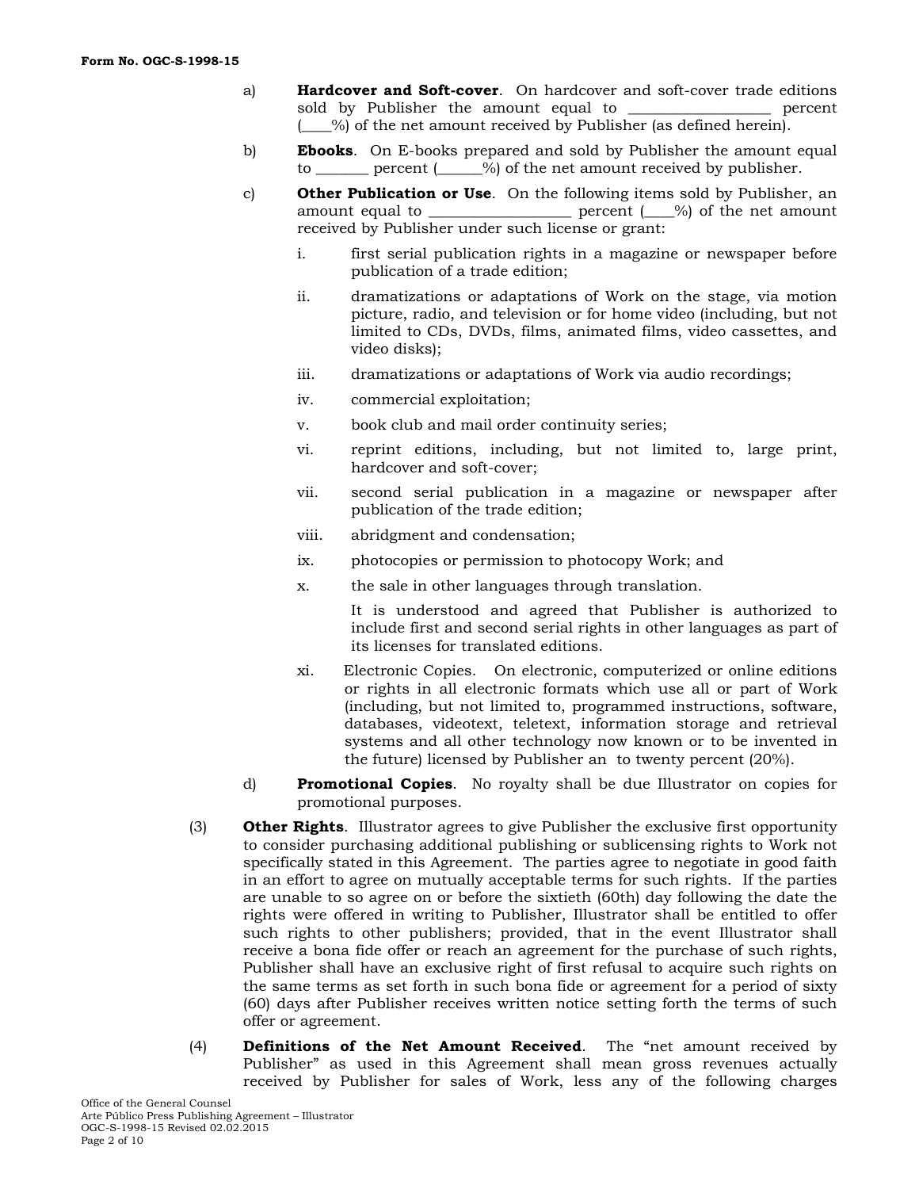a) **Hardcover and Soft-cover**. On hardcover and soft-cover trade editions sold by Publisher the amount equal to __________________ percent (____%) of the net amount received by Publisher (as defined herein).

b) **Ebooks**. On E-books prepared and sold by Publisher the amount equal to _______ percent (______%) of the net amount received by publisher.

c) **Other Publication or Use**. On the following items sold by Publisher, an amount equal to __________________ percent (____%) of the net amount received by Publisher under such license or grant:

   i. first serial publication rights in a magazine or newspaper before publication of a trade edition;

   ii. dramatizations or adaptations of Work on the stage, via motion picture, radio, and television or for home video (including, but not limited to CDs, DVDs, films, animated films, video cassettes, and video disks);

   iii. dramatizations or adaptations of Work via audio recordings;

   iv. commercial exploitation;

   v. book club and mail order continuity series;

   vi. reprint editions, including, but not limited to, large print, hardcover and soft-cover;

   vii. second serial publication in a magazine or newspaper after publication of the trade edition;

   viii. abridgment and condensation;

   ix. photocopies or permission to photocopy Work; and

   x. the sale in other languages through translation.

      It is understood and agreed that Publisher is authorized to include first and second serial rights in other languages as part of its licenses for translated editions.

   xi. Electronic Copies. On electronic, computerized or online editions or rights in all electronic formats which use all or part of Work (including, but not limited to, programmed instructions, software, databases, videotext, teletext, information storage and retrieval systems and all other technology now known or to be invented in the future) licensed by Publisher an to twenty percent (20%).

d) **Promotional Copies**. No royalty shall be due Illustrator on copies for promotional purposes.

(3) **Other Rights**. Illustrator agrees to give Publisher the exclusive first opportunity to consider purchasing additional publishing or sublicensing rights to Work not specifically stated in this Agreement. The parties agree to negotiate in good faith in an effort to agree on mutually acceptable terms for such rights. If the parties are unable to so agree on or before the sixtieth (60th) day following the date the rights were offered in writing to Publisher, Illustrator shall be entitled to offer such rights to other publishers; provided, that in the event Illustrator shall receive a bona fide offer or reach an agreement for the purchase of such rights, Publisher shall have an exclusive right of first refusal to acquire such rights on the same terms as set forth in such bona fide or agreement for a period of sixty (60) days after Publisher receives written notice setting forth the terms of such offer or agreement.

(4) **Definitions of the Net Amount Received**. The "net amount received by Publisher" as used in this Agreement shall mean gross revenues actually received by Publisher for sales of Work, less any of the following charges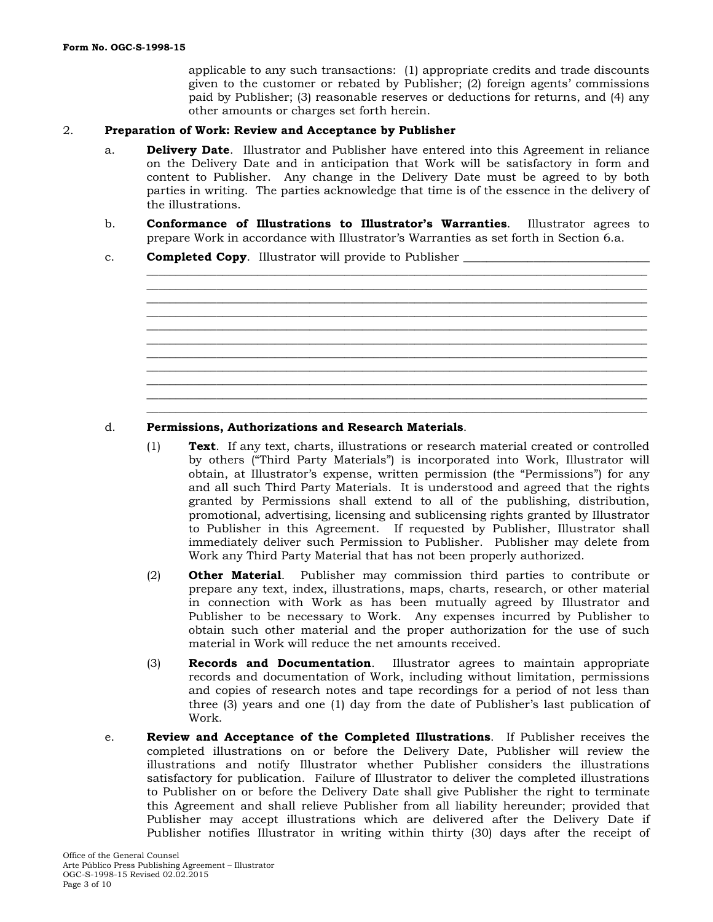applicable to any such transactions: (1) appropriate credits and trade discounts given to the customer or rebated by Publisher; (2) foreign agents' commissions paid by Publisher; (3) reasonable reserves or deductions for returns, and (4) any other amounts or charges set forth herein.

2. **Preparation of Work: Review and Acceptance by Publisher**

a. **Delivery Date**. Illustrator and Publisher have entered into this Agreement in reliance on the Delivery Date and in anticipation that Work will be satisfactory in form and content to Publisher. Any change in the Delivery Date must be agreed to by both parties in writing. The parties acknowledge that time is of the essence in the delivery of the illustrations.

b. **Conformance of Illustrations to Illustrator's Warranties**. Illustrator agrees to prepare Work in accordance with Illustrator's Warranties as set forth in Section 6.a.

c. **Completed Copy**. Illustrator will provide to Publisher ______________________________
__________________________________________________________________________________
__________________________________________________________________________________
__________________________________________________________________________________
__________________________________________________________________________________
__________________________________________________________________________________
__________________________________________________________________________________
__________________________________________________________________________________
__________________________________________________________________________________
__________________________________________________________________________________
__________________________________________________________________________________

d. **Permissions, Authorizations and Research Materials**.

(1) **Text**. If any text, charts, illustrations or research material created or controlled by others ("Third Party Materials") is incorporated into Work, Illustrator will obtain, at Illustrator's expense, written permission (the "Permissions") for any and all such Third Party Materials. It is understood and agreed that the rights granted by Permissions shall extend to all of the publishing, distribution, promotional, advertising, licensing and sublicensing rights granted by Illustrator to Publisher in this Agreement. If requested by Publisher, Illustrator shall immediately deliver such Permission to Publisher. Publisher may delete from Work any Third Party Material that has not been properly authorized.

(2) **Other Material**. Publisher may commission third parties to contribute or prepare any text, index, illustrations, maps, charts, research, or other material in connection with Work as has been mutually agreed by Illustrator and Publisher to be necessary to Work. Any expenses incurred by Publisher to obtain such other material and the proper authorization for the use of such material in Work will reduce the net amounts received.

(3) **Records and Documentation**. Illustrator agrees to maintain appropriate records and documentation of Work, including without limitation, permissions and copies of research notes and tape recordings for a period of not less than three (3) years and one (1) day from the date of Publisher's last publication of Work.

e. **Review and Acceptance of the Completed Illustrations**. If Publisher receives the completed illustrations on or before the Delivery Date, Publisher will review the illustrations and notify Illustrator whether Publisher considers the illustrations satisfactory for publication. Failure of Illustrator to deliver the completed illustrations to Publisher on or before the Delivery Date shall give Publisher the right to terminate this Agreement and shall relieve Publisher from all liability hereunder; provided that Publisher may accept illustrations which are delivered after the Delivery Date if Publisher notifies Illustrator in writing within thirty (30) days after the receipt of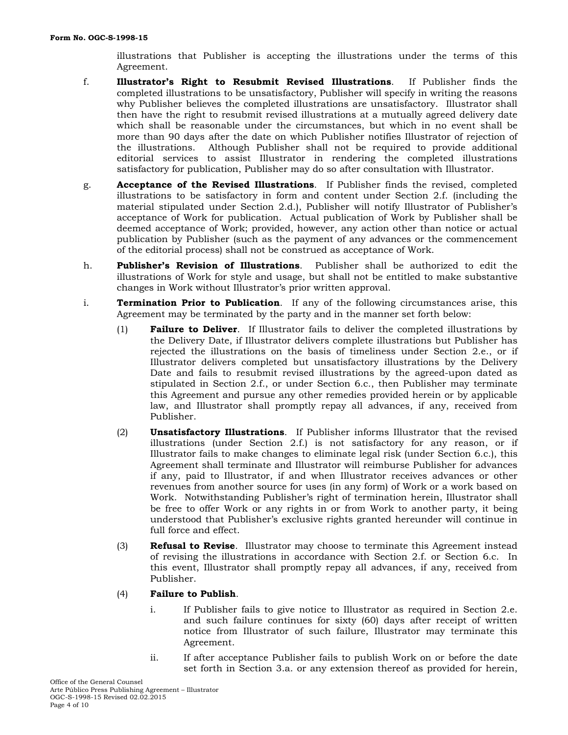illustrations that Publisher is accepting the illustrations under the terms of this Agreement.

f. **Illustrator's Right to Resubmit Revised Illustrations**. If Publisher finds the completed illustrations to be unsatisfactory, Publisher will specify in writing the reasons why Publisher believes the completed illustrations are unsatisfactory. Illustrator shall then have the right to resubmit revised illustrations at a mutually agreed delivery date which shall be reasonable under the circumstances, but which in no event shall be more than 90 days after the date on which Publisher notifies Illustrator of rejection of the illustrations. Although Publisher shall not be required to provide additional editorial services to assist Illustrator in rendering the completed illustrations satisfactory for publication, Publisher may do so after consultation with Illustrator.

g. **Acceptance of the Revised Illustrations**. If Publisher finds the revised, completed illustrations to be satisfactory in form and content under Section 2.f. (including the material stipulated under Section 2.d.), Publisher will notify Illustrator of Publisher's acceptance of Work for publication. Actual publication of Work by Publisher shall be deemed acceptance of Work; provided, however, any action other than notice or actual publication by Publisher (such as the payment of any advances or the commencement of the editorial process) shall not be construed as acceptance of Work.

h. **Publisher's Revision of Illustrations**. Publisher shall be authorized to edit the illustrations of Work for style and usage, but shall not be entitled to make substantive changes in Work without Illustrator's prior written approval.

i. **Termination Prior to Publication**. If any of the following circumstances arise, this Agreement may be terminated by the party and in the manner set forth below:

   (1) **Failure to Deliver**. If Illustrator fails to deliver the completed illustrations by the Delivery Date, if Illustrator delivers complete illustrations but Publisher has rejected the illustrations on the basis of timeliness under Section 2.e., or if Illustrator delivers completed but unsatisfactory illustrations by the Delivery Date and fails to resubmit revised illustrations by the agreed-upon dated as stipulated in Section 2.f., or under Section 6.c., then Publisher may terminate this Agreement and pursue any other remedies provided herein or by applicable law, and Illustrator shall promptly repay all advances, if any, received from Publisher.

   (2) **Unsatisfactory Illustrations**. If Publisher informs Illustrator that the revised illustrations (under Section 2.f.) is not satisfactory for any reason, or if Illustrator fails to make changes to eliminate legal risk (under Section 6.c.), this Agreement shall terminate and Illustrator will reimburse Publisher for advances if any, paid to Illustrator, if and when Illustrator receives advances or other revenues from another source for uses (in any form) of Work or a work based on Work. Notwithstanding Publisher's right of termination herein, Illustrator shall be free to offer Work or any rights in or from Work to another party, it being understood that Publisher's exclusive rights granted hereunder will continue in full force and effect.

   (3) **Refusal to Revise**. Illustrator may choose to terminate this Agreement instead of revising the illustrations in accordance with Section 2.f. or Section 6.c. In this event, Illustrator shall promptly repay all advances, if any, received from Publisher.

   (4) **Failure to Publish**.

      i. If Publisher fails to give notice to Illustrator as required in Section 2.e. and such failure continues for sixty (60) days after receipt of written notice from Illustrator of such failure, Illustrator may terminate this Agreement.

      ii. If after acceptance Publisher fails to publish Work on or before the date set forth in Section 3.a. or any extension thereof as provided for herein,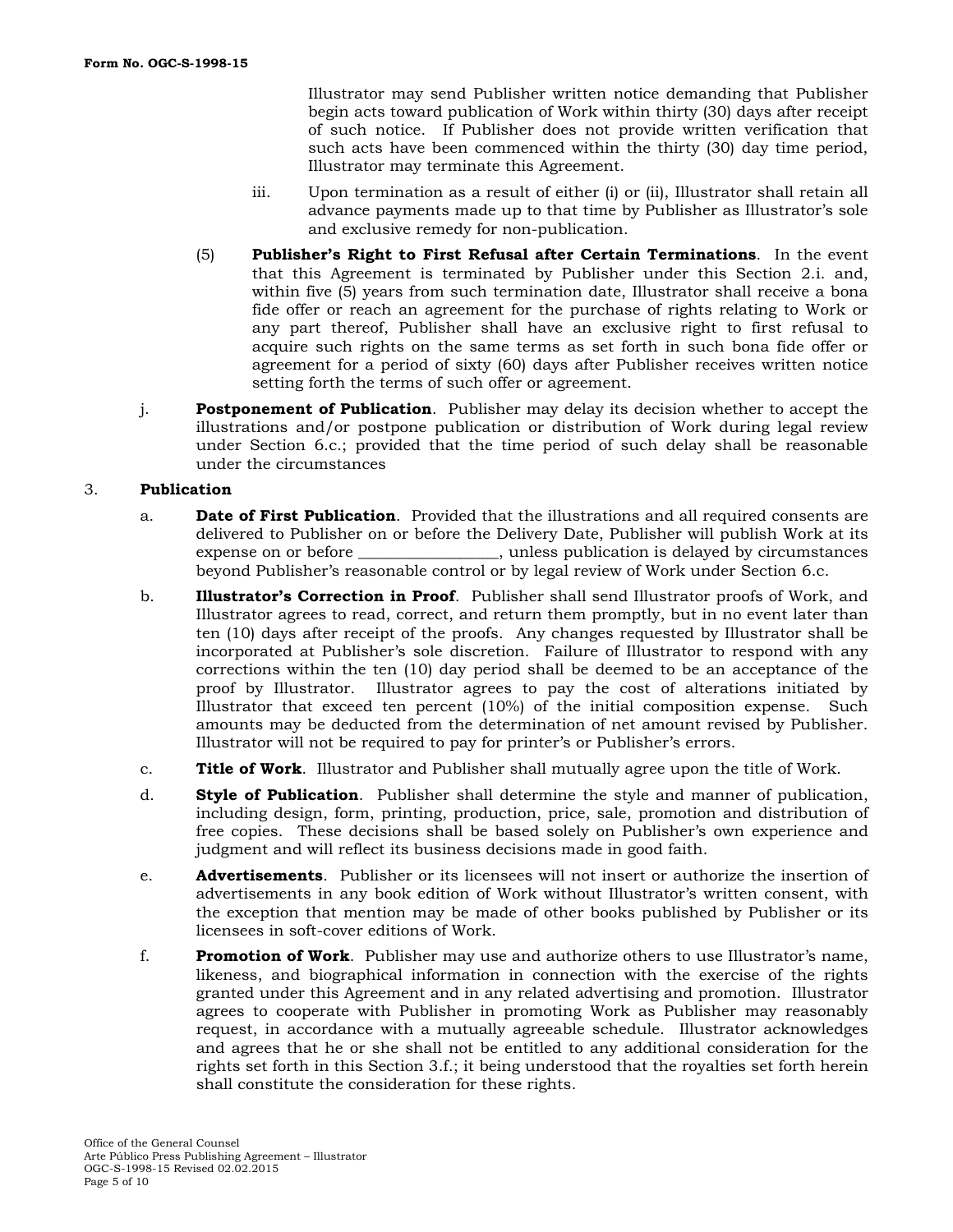Illustrator may send Publisher written notice demanding that Publisher begin acts toward publication of Work within thirty (30) days after receipt of such notice. If Publisher does not provide written verification that such acts have been commenced within the thirty (30) day time period, Illustrator may terminate this Agreement.

iii. Upon termination as a result of either (i) or (ii), Illustrator shall retain all advance payments made up to that time by Publisher as Illustrator's sole and exclusive remedy for non-publication.

(5) **Publisher's Right to First Refusal after Certain Terminations**. In the event that this Agreement is terminated by Publisher under this Section 2.i. and, within five (5) years from such termination date, Illustrator shall receive a bona fide offer or reach an agreement for the purchase of rights relating to Work or any part thereof, Publisher shall have an exclusive right to first refusal to acquire such rights on the same terms as set forth in such bona fide offer or agreement for a period of sixty (60) days after Publisher receives written notice setting forth the terms of such offer or agreement.

j. **Postponement of Publication**. Publisher may delay its decision whether to accept the illustrations and/or postpone publication or distribution of Work during legal review under Section 6.c.; provided that the time period of such delay shall be reasonable under the circumstances

3. **Publication**

a. **Date of First Publication**. Provided that the illustrations and all required consents are delivered to Publisher on or before the Delivery Date, Publisher will publish Work at its expense on or before _________________, unless publication is delayed by circumstances beyond Publisher's reasonable control or by legal review of Work under Section 6.c.

b. **Illustrator's Correction in Proof**. Publisher shall send Illustrator proofs of Work, and Illustrator agrees to read, correct, and return them promptly, but in no event later than ten (10) days after receipt of the proofs. Any changes requested by Illustrator shall be incorporated at Publisher's sole discretion. Failure of Illustrator to respond with any corrections within the ten (10) day period shall be deemed to be an acceptance of the proof by Illustrator. Illustrator agrees to pay the cost of alterations initiated by Illustrator that exceed ten percent (10%) of the initial composition expense. Such amounts may be deducted from the determination of net amount revised by Publisher. Illustrator will not be required to pay for printer's or Publisher's errors.

c. **Title of Work**. Illustrator and Publisher shall mutually agree upon the title of Work.

d. **Style of Publication**. Publisher shall determine the style and manner of publication, including design, form, printing, production, price, sale, promotion and distribution of free copies. These decisions shall be based solely on Publisher's own experience and judgment and will reflect its business decisions made in good faith.

e. **Advertisements**. Publisher or its licensees will not insert or authorize the insertion of advertisements in any book edition of Work without Illustrator's written consent, with the exception that mention may be made of other books published by Publisher or its licensees in soft-cover editions of Work.

f. **Promotion of Work**. Publisher may use and authorize others to use Illustrator's name, likeness, and biographical information in connection with the exercise of the rights granted under this Agreement and in any related advertising and promotion. Illustrator agrees to cooperate with Publisher in promoting Work as Publisher may reasonably request, in accordance with a mutually agreeable schedule. Illustrator acknowledges and agrees that he or she shall not be entitled to any additional consideration for the rights set forth in this Section 3.f.; it being understood that the royalties set forth herein shall constitute the consideration for these rights.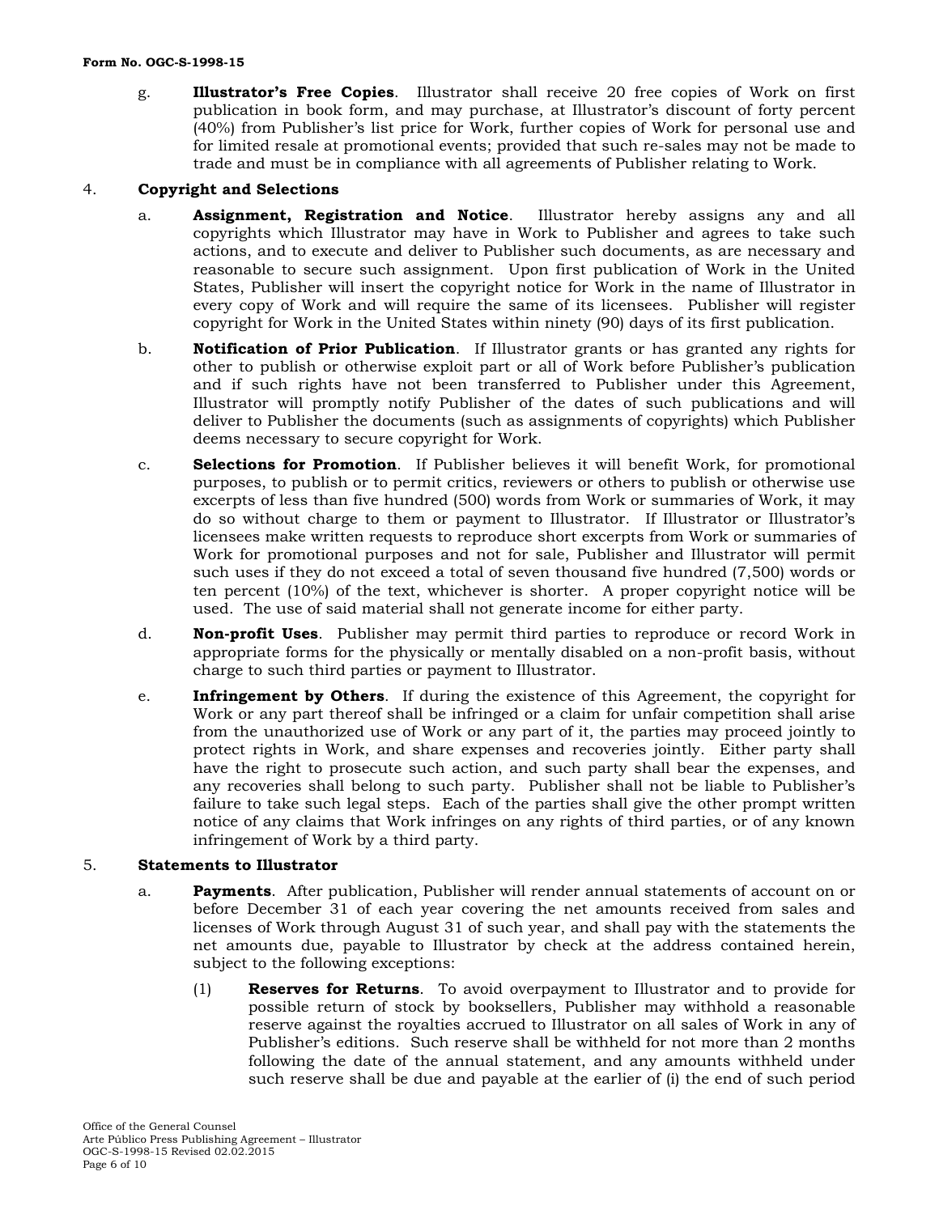g. **Illustrator's Free Copies**. Illustrator shall receive 20 free copies of Work on first publication in book form, and may purchase, at Illustrator's discount of forty percent (40%) from Publisher's list price for Work, further copies of Work for personal use and for limited resale at promotional events; provided that such re-sales may not be made to trade and must be in compliance with all agreements of Publisher relating to Work.

4. **Copyright and Selections**

   a. **Assignment, Registration and Notice**. Illustrator hereby assigns any and all copyrights which Illustrator may have in Work to Publisher and agrees to take such actions, and to execute and deliver to Publisher such documents, as are necessary and reasonable to secure such assignment. Upon first publication of Work in the United States, Publisher will insert the copyright notice for Work in the name of Illustrator in every copy of Work and will require the same of its licensees. Publisher will register copyright for Work in the United States within ninety (90) days of its first publication.

   b. **Notification of Prior Publication**. If Illustrator grants or has granted any rights for other to publish or otherwise exploit part or all of Work before Publisher's publication and if such rights have not been transferred to Publisher under this Agreement, Illustrator will promptly notify Publisher of the dates of such publications and will deliver to Publisher the documents (such as assignments of copyrights) which Publisher deems necessary to secure copyright for Work.

   c. **Selections for Promotion**. If Publisher believes it will benefit Work, for promotional purposes, to publish or to permit critics, reviewers or others to publish or otherwise use excerpts of less than five hundred (500) words from Work or summaries of Work, it may do so without charge to them or payment to Illustrator. If Illustrator or Illustrator's licensees make written requests to reproduce short excerpts from Work or summaries of Work for promotional purposes and not for sale, Publisher and Illustrator will permit such uses if they do not exceed a total of seven thousand five hundred (7,500) words or ten percent (10%) of the text, whichever is shorter. A proper copyright notice will be used. The use of said material shall not generate income for either party.

   d. **Non-profit Uses**. Publisher may permit third parties to reproduce or record Work in appropriate forms for the physically or mentally disabled on a non-profit basis, without charge to such third parties or payment to Illustrator.

   e. **Infringement by Others**. If during the existence of this Agreement, the copyright for Work or any part thereof shall be infringed or a claim for unfair competition shall arise from the unauthorized use of Work or any part of it, the parties may proceed jointly to protect rights in Work, and share expenses and recoveries jointly. Either party shall have the right to prosecute such action, and such party shall bear the expenses, and any recoveries shall belong to such party. Publisher shall not be liable to Publisher's failure to take such legal steps. Each of the parties shall give the other prompt written notice of any claims that Work infringes on any rights of third parties, or of any known infringement of Work by a third party.

5. **Statements to Illustrator**

   a. **Payments**. After publication, Publisher will render annual statements of account on or before December 31 of each year covering the net amounts received from sales and licenses of Work through August 31 of such year, and shall pay with the statements the net amounts due, payable to Illustrator by check at the address contained herein, subject to the following exceptions:

      (1) **Reserves for Returns**. To avoid overpayment to Illustrator and to provide for possible return of stock by booksellers, Publisher may withhold a reasonable reserve against the royalties accrued to Illustrator on all sales of Work in any of Publisher's editions. Such reserve shall be withheld for not more than 2 months following the date of the annual statement, and any amounts withheld under such reserve shall be due and payable at the earlier of (i) the end of such period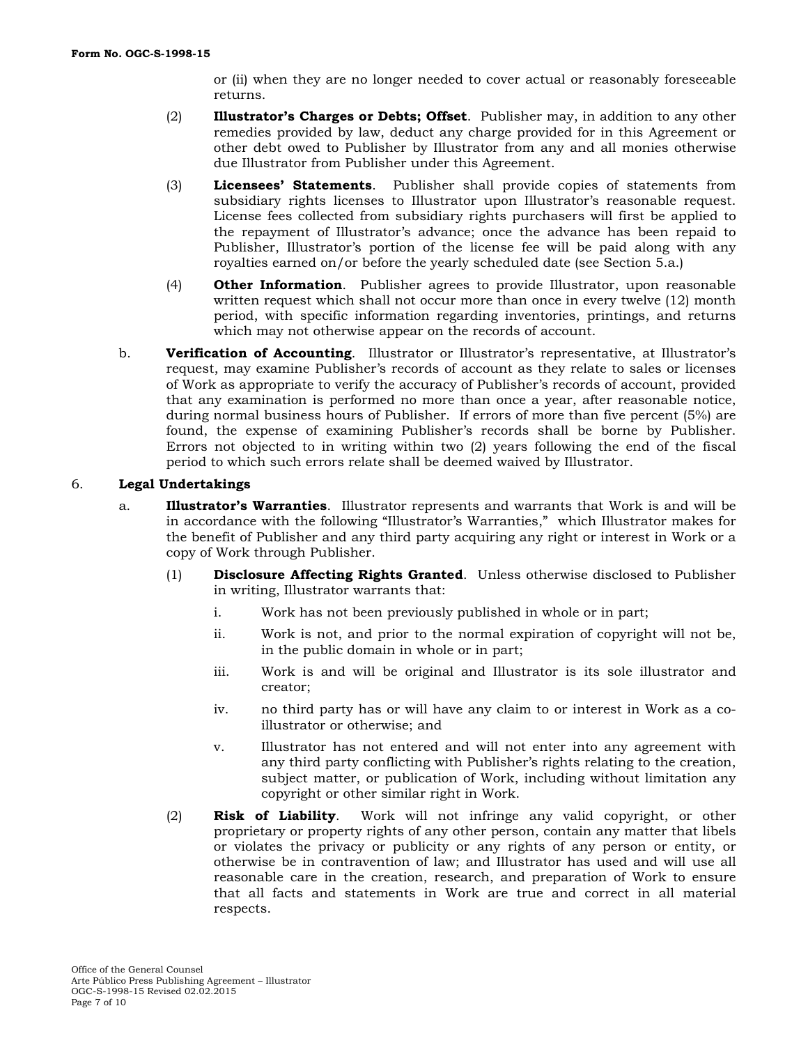or (ii) when they are no longer needed to cover actual or reasonably foreseeable returns.

(2) **Illustrator's Charges or Debts; Offset**. Publisher may, in addition to any other remedies provided by law, deduct any charge provided for in this Agreement or other debt owed to Publisher by Illustrator from any and all monies otherwise due Illustrator from Publisher under this Agreement.

(3) **Licensees' Statements**. Publisher shall provide copies of statements from subsidiary rights licenses to Illustrator upon Illustrator's reasonable request. License fees collected from subsidiary rights purchasers will first be applied to the repayment of Illustrator's advance; once the advance has been repaid to Publisher, Illustrator's portion of the license fee will be paid along with any royalties earned on/or before the yearly scheduled date (see Section 5.a.)

(4) **Other Information**. Publisher agrees to provide Illustrator, upon reasonable written request which shall not occur more than once in every twelve (12) month period, with specific information regarding inventories, printings, and returns which may not otherwise appear on the records of account.

b. **Verification of Accounting**. Illustrator or Illustrator's representative, at Illustrator's request, may examine Publisher's records of account as they relate to sales or licenses of Work as appropriate to verify the accuracy of Publisher's records of account, provided that any examination is performed no more than once a year, after reasonable notice, during normal business hours of Publisher. If errors of more than five percent (5%) are found, the expense of examining Publisher's records shall be borne by Publisher. Errors not objected to in writing within two (2) years following the end of the fiscal period to which such errors relate shall be deemed waived by Illustrator.

6. **Legal Undertakings**

a. **Illustrator's Warranties**. Illustrator represents and warrants that Work is and will be in accordance with the following "Illustrator's Warranties," which Illustrator makes for the benefit of Publisher and any third party acquiring any right or interest in Work or a copy of Work through Publisher.

(1) **Disclosure Affecting Rights Granted**. Unless otherwise disclosed to Publisher in writing, Illustrator warrants that:

i. Work has not been previously published in whole or in part;

ii. Work is not, and prior to the normal expiration of copyright will not be, in the public domain in whole or in part;

iii. Work is and will be original and Illustrator is its sole illustrator and creator;

iv. no third party has or will have any claim to or interest in Work as a co-illustrator or otherwise; and

v. Illustrator has not entered and will not enter into any agreement with any third party conflicting with Publisher's rights relating to the creation, subject matter, or publication of Work, including without limitation any copyright or other similar right in Work.

(2) **Risk of Liability**. Work will not infringe any valid copyright, or other proprietary or property rights of any other person, contain any matter that libels or violates the privacy or publicity or any rights of any person or entity, or otherwise be in contravention of law; and Illustrator has used and will use all reasonable care in the creation, research, and preparation of Work to ensure that all facts and statements in Work are true and correct in all material respects.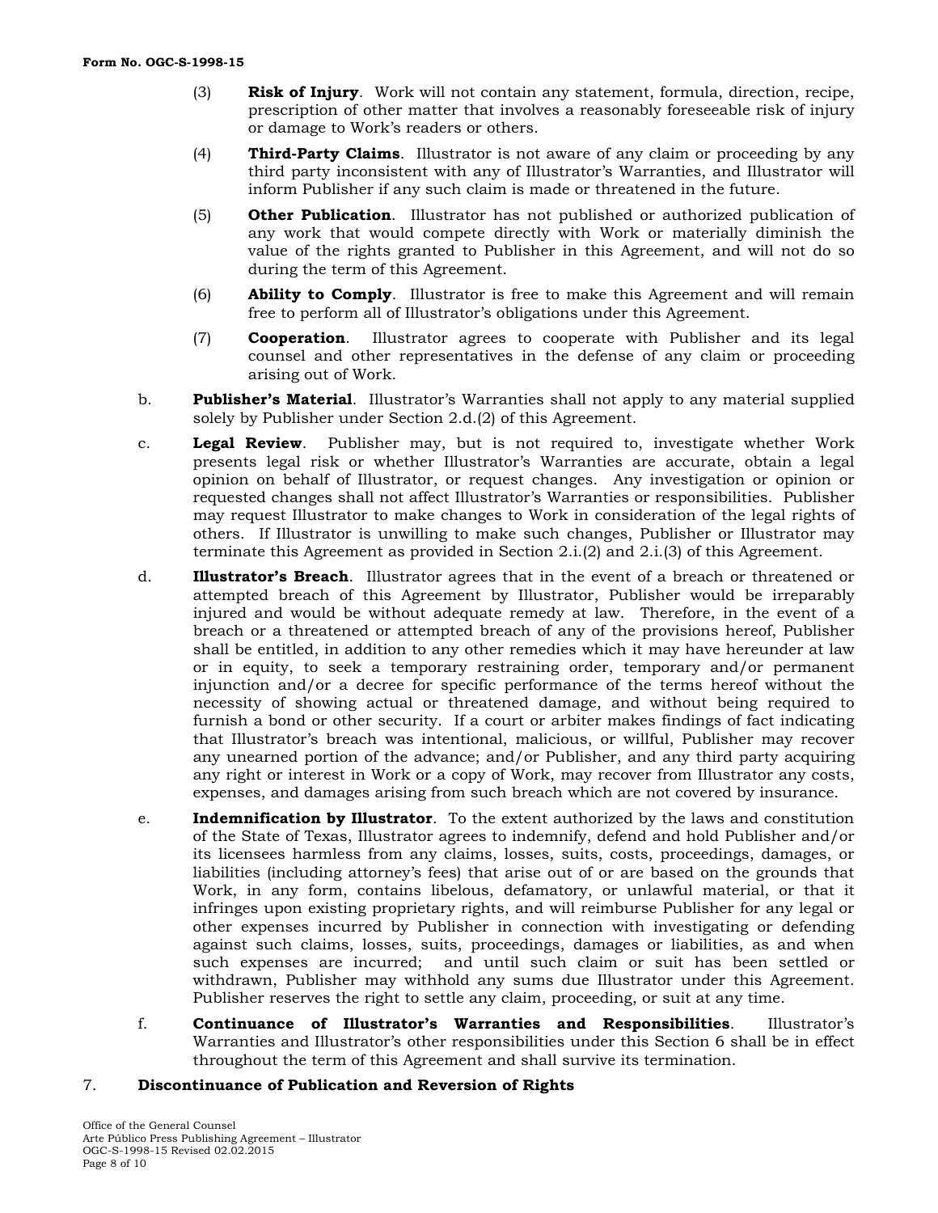(3) **Risk of Injury**. Work will not contain any statement, formula, direction, recipe, prescription of other matter that involves a reasonably foreseeable risk of injury or damage to Work's readers or others.

(4) **Third-Party Claims**. Illustrator is not aware of any claim or proceeding by any third party inconsistent with any of Illustrator's Warranties, and Illustrator will inform Publisher if any such claim is made or threatened in the future.

(5) **Other Publication**. Illustrator has not published or authorized publication of any work that would compete directly with Work or materially diminish the value of the rights granted to Publisher in this Agreement, and will not do so during the term of this Agreement.

(6) **Ability to Comply**. Illustrator is free to make this Agreement and will remain free to perform all of Illustrator's obligations under this Agreement.

(7) **Cooperation**. Illustrator agrees to cooperate with Publisher and its legal counsel and other representatives in the defense of any claim or proceeding arising out of Work.

b. **Publisher's Material**. Illustrator's Warranties shall not apply to any material supplied solely by Publisher under Section 2.d.(2) of this Agreement.

c. **Legal Review**. Publisher may, but is not required to, investigate whether Work presents legal risk or whether Illustrator's Warranties are accurate, obtain a legal opinion on behalf of Illustrator, or request changes. Any investigation or opinion or requested changes shall not affect Illustrator's Warranties or responsibilities. Publisher may request Illustrator to make changes to Work in consideration of the legal rights of others. If Illustrator is unwilling to make such changes, Publisher or Illustrator may terminate this Agreement as provided in Section 2.i.(2) and 2.i.(3) of this Agreement.

d. **Illustrator's Breach**. Illustrator agrees that in the event of a breach or threatened or attempted breach of this Agreement by Illustrator, Publisher would be irreparably injured and would be without adequate remedy at law. Therefore, in the event of a breach or a threatened or attempted breach of any of the provisions hereof, Publisher shall be entitled, in addition to any other remedies which it may have hereunder at law or in equity, to seek a temporary restraining order, temporary and/or permanent injunction and/or a decree for specific performance of the terms hereof without the necessity of showing actual or threatened damage, and without being required to furnish a bond or other security. If a court or arbiter makes findings of fact indicating that Illustrator's breach was intentional, malicious, or willful, Publisher may recover any unearned portion of the advance; and/or Publisher, and any third party acquiring any right or interest in Work or a copy of Work, may recover from Illustrator any costs, expenses, and damages arising from such breach which are not covered by insurance.

e. **Indemnification by Illustrator**. To the extent authorized by the laws and constitution of the State of Texas, Illustrator agrees to indemnify, defend and hold Publisher and/or its licensees harmless from any claims, losses, suits, costs, proceedings, damages, or liabilities (including attorney's fees) that arise out of or are based on the grounds that Work, in any form, contains libelous, defamatory, or unlawful material, or that it infringes upon existing proprietary rights, and will reimburse Publisher for any legal or other expenses incurred by Publisher in connection with investigating or defending against such claims, losses, suits, proceedings, damages or liabilities, as and when such expenses are incurred; and until such claim or suit has been settled or withdrawn, Publisher may withhold any sums due Illustrator under this Agreement. Publisher reserves the right to settle any claim, proceeding, or suit at any time.

f. **Continuance of Illustrator's Warranties and Responsibilities**. Illustrator's Warranties and Illustrator's other responsibilities under this Section 6 shall be in effect throughout the term of this Agreement and shall survive its termination.

## 7. Discontinuance of Publication and Reversion of Rights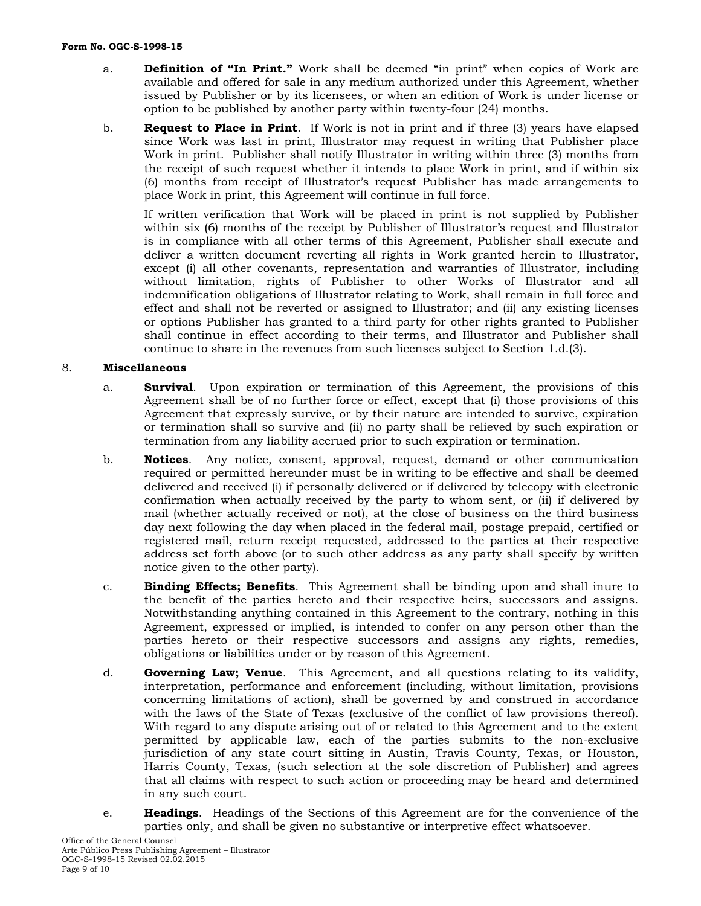a. **Definition of "In Print."** Work shall be deemed "in print" when copies of Work are available and offered for sale in any medium authorized under this Agreement, whether issued by Publisher or by its licensees, or when an edition of Work is under license or option to be published by another party within twenty-four (24) months.

b. **Request to Place in Print**. If Work is not in print and if three (3) years have elapsed since Work was last in print, Illustrator may request in writing that Publisher place Work in print. Publisher shall notify Illustrator in writing within three (3) months from the receipt of such request whether it intends to place Work in print, and if within six (6) months from receipt of Illustrator's request Publisher has made arrangements to place Work in print, this Agreement will continue in full force.

If written verification that Work will be placed in print is not supplied by Publisher within six (6) months of the receipt by Publisher of Illustrator's request and Illustrator is in compliance with all other terms of this Agreement, Publisher shall execute and deliver a written document reverting all rights in Work granted herein to Illustrator, except (i) all other covenants, representation and warranties of Illustrator, including without limitation, rights of Publisher to other Works of Illustrator and all indemnification obligations of Illustrator relating to Work, shall remain in full force and effect and shall not be reverted or assigned to Illustrator; and (ii) any existing licenses or options Publisher has granted to a third party for other rights granted to Publisher shall continue in effect according to their terms, and Illustrator and Publisher shall continue to share in the revenues from such licenses subject to Section 1.d.(3).

8. **Miscellaneous**

a. **Survival**. Upon expiration or termination of this Agreement, the provisions of this Agreement shall be of no further force or effect, except that (i) those provisions of this Agreement that expressly survive, or by their nature are intended to survive, expiration or termination shall so survive and (ii) no party shall be relieved by such expiration or termination from any liability accrued prior to such expiration or termination.

b. **Notices**. Any notice, consent, approval, request, demand or other communication required or permitted hereunder must be in writing to be effective and shall be deemed delivered and received (i) if personally delivered or if delivered by telecopy with electronic confirmation when actually received by the party to whom sent, or (ii) if delivered by mail (whether actually received or not), at the close of business on the third business day next following the day when placed in the federal mail, postage prepaid, certified or registered mail, return receipt requested, addressed to the parties at their respective address set forth above (or to such other address as any party shall specify by written notice given to the other party).

c. **Binding Effects; Benefits**. This Agreement shall be binding upon and shall inure to the benefit of the parties hereto and their respective heirs, successors and assigns. Notwithstanding anything contained in this Agreement to the contrary, nothing in this Agreement, expressed or implied, is intended to confer on any person other than the parties hereto or their respective successors and assigns any rights, remedies, obligations or liabilities under or by reason of this Agreement.

d. **Governing Law; Venue**. This Agreement, and all questions relating to its validity, interpretation, performance and enforcement (including, without limitation, provisions concerning limitations of action), shall be governed by and construed in accordance with the laws of the State of Texas (exclusive of the conflict of law provisions thereof). With regard to any dispute arising out of or related to this Agreement and to the extent permitted by applicable law, each of the parties submits to the non-exclusive jurisdiction of any state court sitting in Austin, Travis County, Texas, or Houston, Harris County, Texas, (such selection at the sole discretion of Publisher) and agrees that all claims with respect to such action or proceeding may be heard and determined in any such court.

e. **Headings**. Headings of the Sections of this Agreement are for the convenience of the parties only, and shall be given no substantive or interpretive effect whatsoever.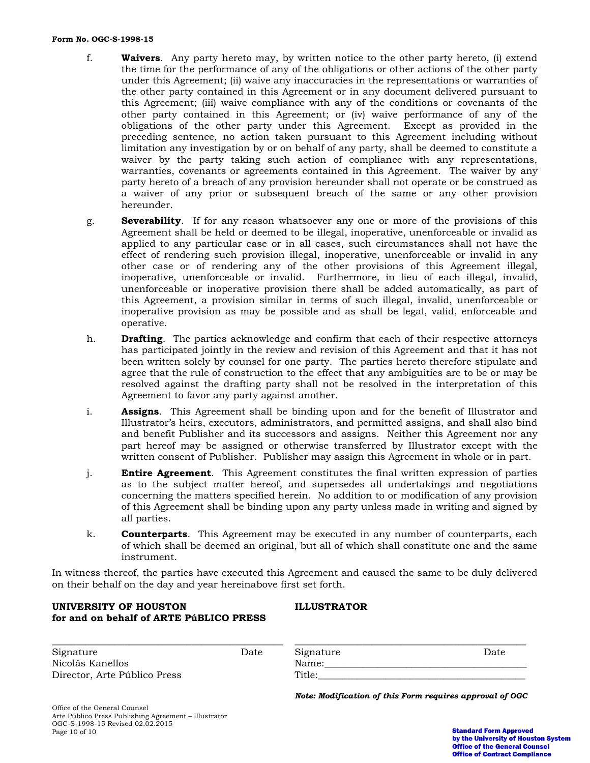f. **Waivers**. Any party hereto may, by written notice to the other party hereto, (i) extend the time for the performance of any of the obligations or other actions of the other party under this Agreement; (ii) waive any inaccuracies in the representations or warranties of the other party contained in this Agreement or in any document delivered pursuant to this Agreement; (iii) waive compliance with any of the conditions or covenants of the other party contained in this Agreement; or (iv) waive performance of any of the obligations of the other party under this Agreement. Except as provided in the preceding sentence, no action taken pursuant to this Agreement including without limitation any investigation by or on behalf of any party, shall be deemed to constitute a waiver by the party taking such action of compliance with any representations, warranties, covenants or agreements contained in this Agreement. The waiver by any party hereto of a breach of any provision hereunder shall not operate or be construed as a waiver of any prior or subsequent breach of the same or any other provision hereunder.

g. **Severability**. If for any reason whatsoever any one or more of the provisions of this Agreement shall be held or deemed to be illegal, inoperative, unenforceable or invalid as applied to any particular case or in all cases, such circumstances shall not have the effect of rendering such provision illegal, inoperative, unenforceable or invalid in any other case or of rendering any of the other provisions of this Agreement illegal, inoperative, unenforceable or invalid. Furthermore, in lieu of each illegal, invalid, unenforceable or inoperative provision there shall be added automatically, as part of this Agreement, a provision similar in terms of such illegal, invalid, unenforceable or inoperative provision as may be possible and as shall be legal, valid, enforceable and operative.

h. **Drafting**. The parties acknowledge and confirm that each of their respective attorneys has participated jointly in the review and revision of this Agreement and that it has not been written solely by counsel for one party. The parties hereto therefore stipulate and agree that the rule of construction to the effect that any ambiguities are to be or may be resolved against the drafting party shall not be resolved in the interpretation of this Agreement to favor any party against another.

i. **Assigns**. This Agreement shall be binding upon and for the benefit of Illustrator and Illustrator's heirs, executors, administrators, and permitted assigns, and shall also bind and benefit Publisher and its successors and assigns. Neither this Agreement nor any part hereof may be assigned or otherwise transferred by Illustrator except with the written consent of Publisher. Publisher may assign this Agreement in whole or in part.

j. **Entire Agreement**. This Agreement constitutes the final written expression of parties as to the subject matter hereof, and supersedes all undertakings and negotiations concerning the matters specified herein. No addition to or modification of any provision of this Agreement shall be binding upon any party unless made in writing and signed by all parties.

k. **Counterparts**. This Agreement may be executed in any number of counterparts, each of which shall be deemed an original, but all of which shall constitute one and the same instrument.

In witness thereof, the parties have executed this Agreement and caused the same to be duly delivered on their behalf on the day and year hereinabove first set forth.

**UNIVERSITY OF HOUSTON**
**for and on behalf of ARTE PúBLICO PRESS**

_____________________________________________
Signature Date
Nicolás Kanellos
Director, Arte Público Press

**ILLUSTRATOR**

_____________________________________________
Signature Date
Name:_________________________________________
Title:_________________________________________

***Note: Modification of this Form requires approval of OGC***

Standard Form Approved
by the University of Houston System
Office of the General Counsel
Office of Contract Compliance